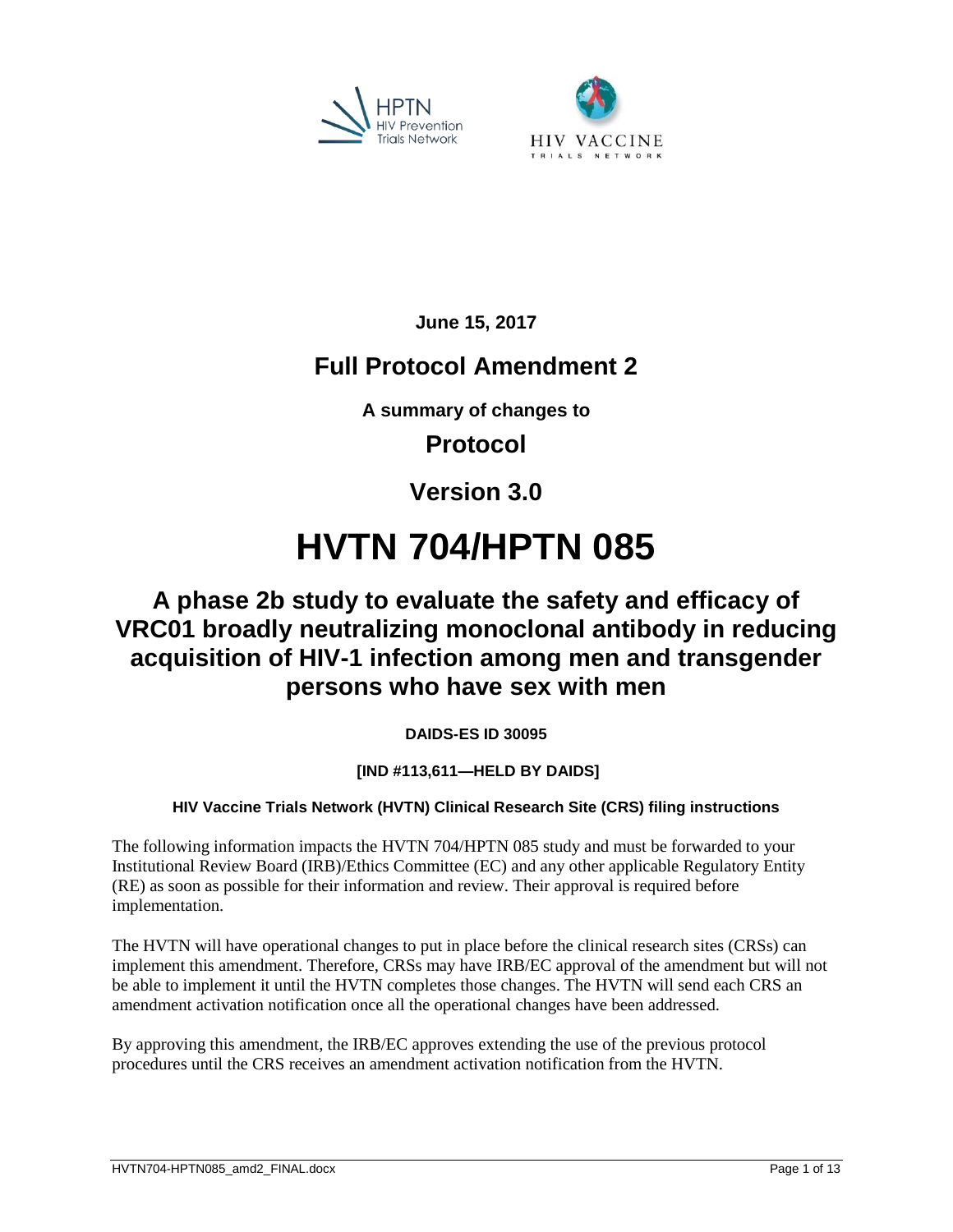HPTN HIV Prevention Trials Network

HIV VACCINE TRIALS NETWORK

**June 15, 2017**

## Full Protocol Amendment 2

**A summary of changes to**

## Protocol

## Version 3.0

# HVTN 704/HPTN 085

## A phase 2b study to evaluate the safety and efficacy of VRC01 broadly neutralizing monoclonal antibody in reducing acquisition of HIV-1 infection among men and transgender persons who have sex with men

**DAIDS-ES ID 30095**

**[IND #113,611—HELD BY DAIDS]**

**HIV Vaccine Trials Network (HVTN) Clinical Research Site (CRS) filing instructions**

The following information impacts the HVTN 704/HPTN 085 study and must be forwarded to your Institutional Review Board (IRB)/Ethics Committee (EC) and any other applicable Regulatory Entity (RE) as soon as possible for their information and review. Their approval is required before implementation.

The HVTN will have operational changes to put in place before the clinical research sites (CRSs) can implement this amendment. Therefore, CRSs may have IRB/EC approval of the amendment but will not be able to implement it until the HVTN completes those changes. The HVTN will send each CRS an amendment activation notification once all the operational changes have been addressed.

By approving this amendment, the IRB/EC approves extending the use of the previous protocol procedures until the CRS receives an amendment activation notification from the HVTN.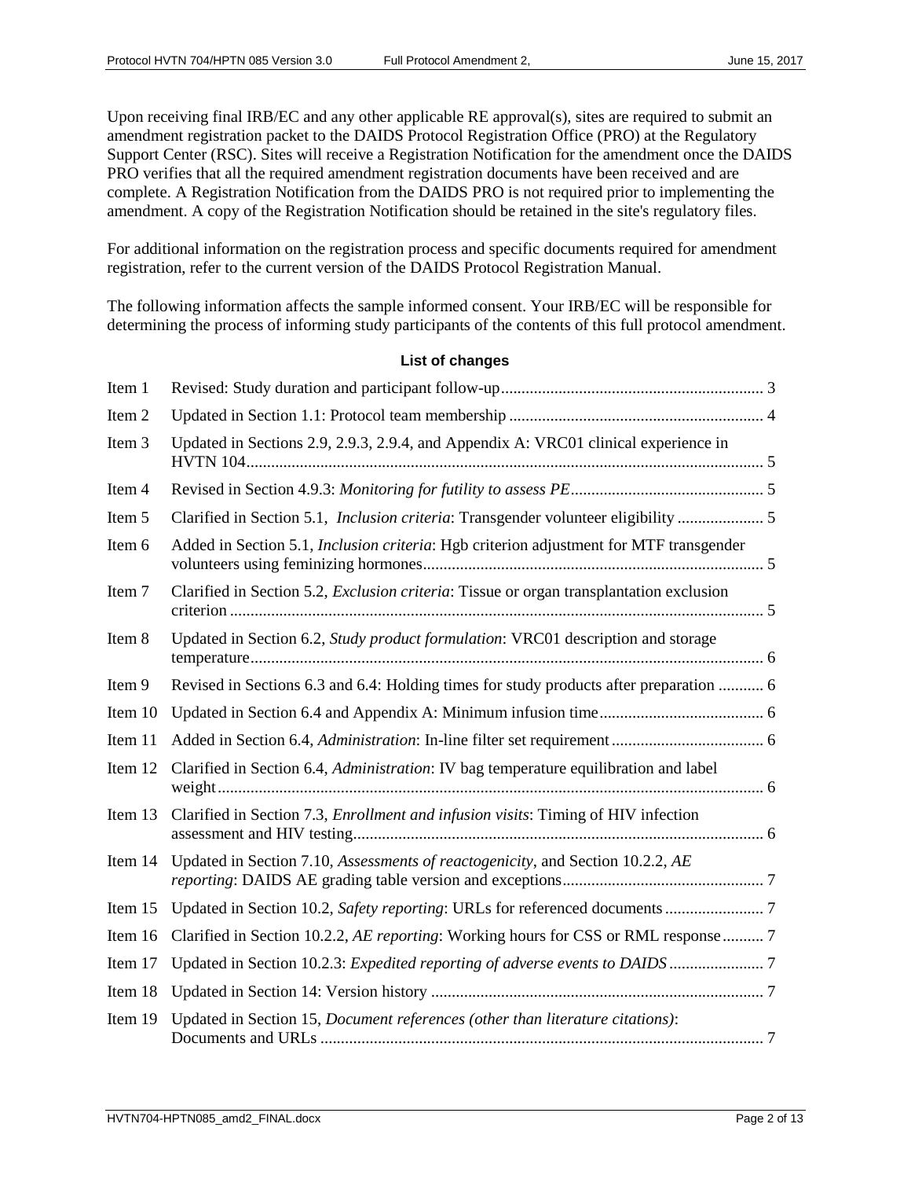Upon receiving final IRB/EC and any other applicable RE approval(s), sites are required to submit an amendment registration packet to the DAIDS Protocol Registration Office (PRO) at the Regulatory Support Center (RSC). Sites will receive a Registration Notification for the amendment once the DAIDS PRO verifies that all the required amendment registration documents have been received and are complete. A Registration Notification from the DAIDS PRO is not required prior to implementing the amendment. A copy of the Registration Notification should be retained in the site's regulatory files.

For additional information on the registration process and specific documents required for amendment registration, refer to the current version of the DAIDS Protocol Registration Manual.

The following information affects the sample informed consent. Your IRB/EC will be responsible for determining the process of informing study participants of the contents of this full protocol amendment.

**List of changes**

| | | |
|---|---|---|
| Item 1 | Revised: Study duration and participant follow-up | 3 |
| Item 2 | Updated in Section 1.1: Protocol team membership | 4 |
| Item 3 | Updated in Sections 2.9, 2.9.3, 2.9.4, and Appendix A: VRC01 clinical experience in HVTN 104 | 5 |
| Item 4 | Revised in Section 4.9.3: *Monitoring for futility to assess PE* | 5 |
| Item 5 | Clarified in Section 5.1, *Inclusion criteria*: Transgender volunteer eligibility | 5 |
| Item 6 | Added in Section 5.1, *Inclusion criteria*: Hgb criterion adjustment for MTF transgender volunteers using feminizing hormones | 5 |
| Item 7 | Clarified in Section 5.2, *Exclusion criteria*: Tissue or organ transplantation exclusion criterion | 5 |
| Item 8 | Updated in Section 6.2, *Study product formulation*: VRC01 description and storage temperature | 6 |
| Item 9 | Revised in Sections 6.3 and 6.4: Holding times for study products after preparation | 6 |
| Item 10 | Updated in Section 6.4 and Appendix A: Minimum infusion time | 6 |
| Item 11 | Added in Section 6.4, *Administration*: In-line filter set requirement | 6 |
| Item 12 | Clarified in Section 6.4, *Administration*: IV bag temperature equilibration and label weight | 6 |
| Item 13 | Clarified in Section 7.3, *Enrollment and infusion visits*: Timing of HIV infection assessment and HIV testing | 6 |
| Item 14 | Updated in Section 7.10, *Assessments of reactogenicity*, and Section 10.2.2, *AE reporting*: DAIDS AE grading table version and exceptions | 7 |
| Item 15 | Updated in Section 10.2, *Safety reporting*: URLs for referenced documents | 7 |
| Item 16 | Clarified in Section 10.2.2, *AE reporting*: Working hours for CSS or RML response | 7 |
| Item 17 | Updated in Section 10.2.3: *Expedited reporting of adverse events to DAIDS* | 7 |
| Item 18 | Updated in Section 14: Version history | 7 |
| Item 19 | Updated in Section 15, *Document references (other than literature citations)*: Documents and URLs | 7 |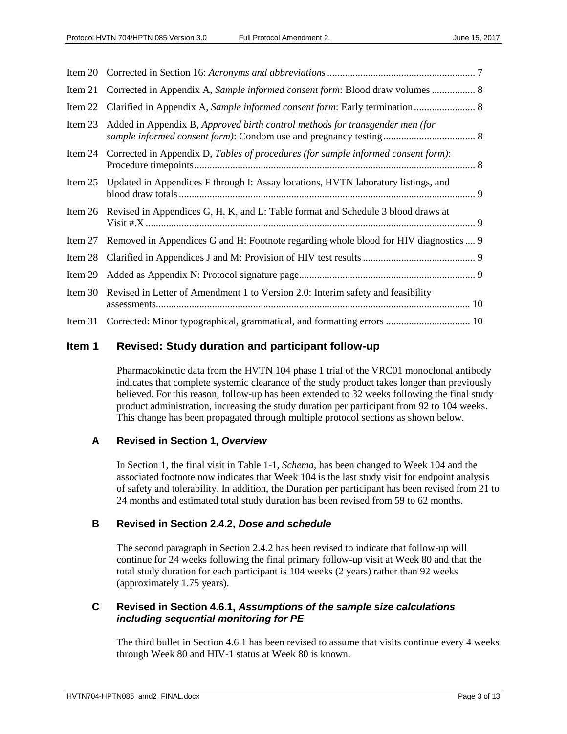| | | |
|---|---|---|
| Item 20 | Corrected in Section 16: *Acronyms and abbreviations* | 7 |
| Item 21 | Corrected in Appendix A, *Sample informed consent form*: Blood draw volumes | 8 |
| Item 22 | Clarified in Appendix A, *Sample informed consent form*: Early termination | 8 |
| Item 23 | Added in Appendix B, *Approved birth control methods for transgender men (for sample informed consent form)*: Condom use and pregnancy testing | 8 |
| Item 24 | Corrected in Appendix D, *Tables of procedures (for sample informed consent form)*: Procedure timepoints | 8 |
| Item 25 | Updated in Appendices F through I: Assay locations, HVTN laboratory listings, and blood draw totals | 9 |
| Item 26 | Revised in Appendices G, H, K, and L: Table format and Schedule 3 blood draws at Visit #.X | 9 |
| Item 27 | Removed in Appendices G and H: Footnote regarding whole blood for HIV diagnostics | 9 |
| Item 28 | Clarified in Appendices J and M: Provision of HIV test results | 9 |
| Item 29 | Added as Appendix N: Protocol signature page | 9 |
| Item 30 | Revised in Letter of Amendment 1 to Version 2.0: Interim safety and feasibility assessments | 10 |
| Item 31 | Corrected: Minor typographical, grammatical, and formatting errors | 10 |

## Item 1 Revised: Study duration and participant follow-up

Pharmacokinetic data from the HVTN 104 phase 1 trial of the VRC01 monoclonal antibody indicates that complete systemic clearance of the study product takes longer than previously believed. For this reason, follow-up has been extended to 32 weeks following the final study product administration, increasing the study duration per participant from 92 to 104 weeks. This change has been propagated through multiple protocol sections as shown below.

### A Revised in Section 1, *Overview*

In Section 1, the final visit in Table 1-1, *Schema*, has been changed to Week 104 and the associated footnote now indicates that Week 104 is the last study visit for endpoint analysis of safety and tolerability. In addition, the Duration per participant has been revised from 21 to 24 months and estimated total study duration has been revised from 59 to 62 months.

### B Revised in Section 2.4.2, *Dose and schedule*

The second paragraph in Section 2.4.2 has been revised to indicate that follow-up will continue for 24 weeks following the final primary follow-up visit at Week 80 and that the total study duration for each participant is 104 weeks (2 years) rather than 92 weeks (approximately 1.75 years).

### C Revised in Section 4.6.1, *Assumptions of the sample size calculations including sequential monitoring for PE*

The third bullet in Section 4.6.1 has been revised to assume that visits continue every 4 weeks through Week 80 and HIV-1 status at Week 80 is known.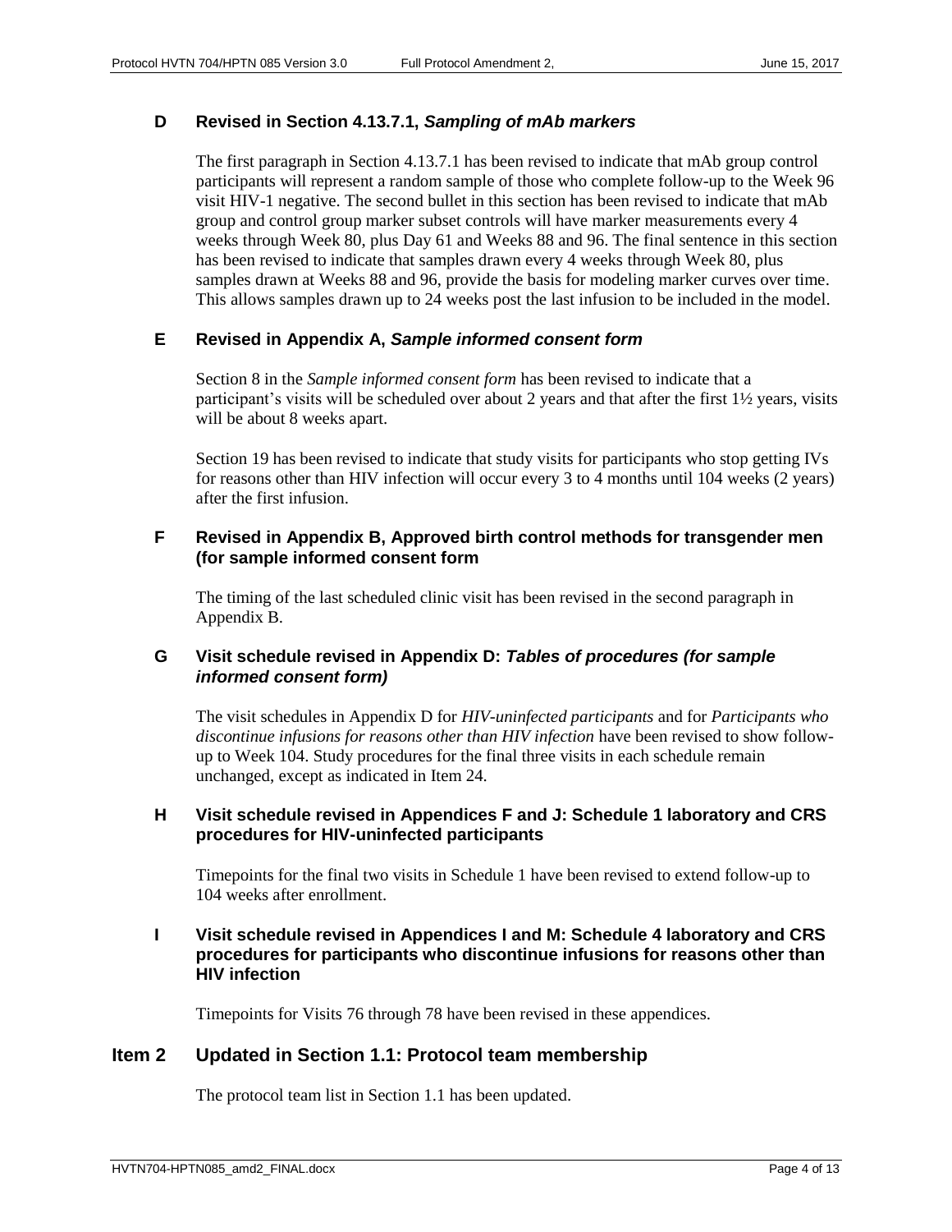### D Revised in Section 4.13.7.1, *Sampling of mAb markers*

The first paragraph in Section 4.13.7.1 has been revised to indicate that mAb group control participants will represent a random sample of those who complete follow-up to the Week 96 visit HIV-1 negative. The second bullet in this section has been revised to indicate that mAb group and control group marker subset controls will have marker measurements every 4 weeks through Week 80, plus Day 61 and Weeks 88 and 96. The final sentence in this section has been revised to indicate that samples drawn every 4 weeks through Week 80, plus samples drawn at Weeks 88 and 96, provide the basis for modeling marker curves over time. This allows samples drawn up to 24 weeks post the last infusion to be included in the model.

### E Revised in Appendix A, *Sample informed consent form*

Section 8 in the *Sample informed consent form* has been revised to indicate that a participant's visits will be scheduled over about 2 years and that after the first 1½ years, visits will be about 8 weeks apart.

Section 19 has been revised to indicate that study visits for participants who stop getting IVs for reasons other than HIV infection will occur every 3 to 4 months until 104 weeks (2 years) after the first infusion.

### F Revised in Appendix B, Approved birth control methods for transgender men (for sample informed consent form

The timing of the last scheduled clinic visit has been revised in the second paragraph in Appendix B.

### G Visit schedule revised in Appendix D: *Tables of procedures (for sample informed consent form)*

The visit schedules in Appendix D for *HIV-uninfected participants* and for *Participants who discontinue infusions for reasons other than HIV infection* have been revised to show follow-up to Week 104. Study procedures for the final three visits in each schedule remain unchanged, except as indicated in Item 24.

### H Visit schedule revised in Appendices F and J: Schedule 1 laboratory and CRS procedures for HIV-uninfected participants

Timepoints for the final two visits in Schedule 1 have been revised to extend follow-up to 104 weeks after enrollment.

### I Visit schedule revised in Appendices I and M: Schedule 4 laboratory and CRS procedures for participants who discontinue infusions for reasons other than HIV infection

Timepoints for Visits 76 through 78 have been revised in these appendices.

## Item 2 Updated in Section 1.1: Protocol team membership

The protocol team list in Section 1.1 has been updated.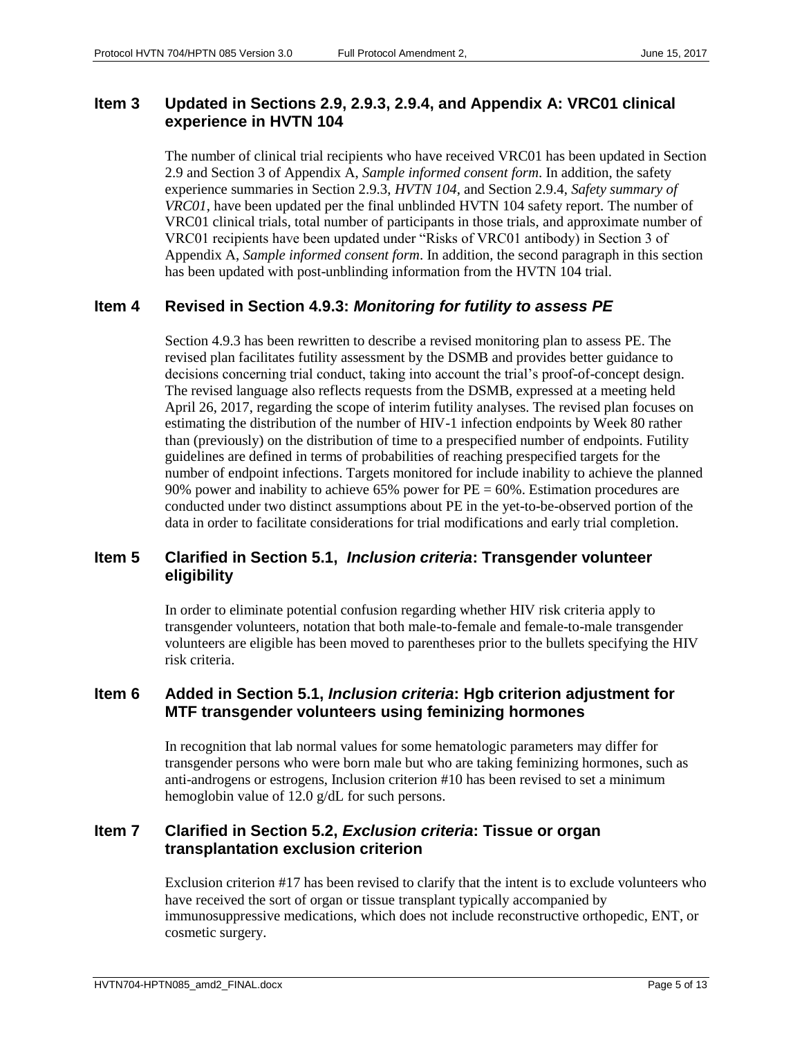## Item 3 Updated in Sections 2.9, 2.9.3, 2.9.4, and Appendix A: VRC01 clinical experience in HVTN 104

The number of clinical trial recipients who have received VRC01 has been updated in Section 2.9 and Section 3 of Appendix A, *Sample informed consent form*. In addition, the safety experience summaries in Section 2.9.3, *HVTN 104*, and Section 2.9.4, *Safety summary of VRC01*, have been updated per the final unblinded HVTN 104 safety report. The number of VRC01 clinical trials, total number of participants in those trials, and approximate number of VRC01 recipients have been updated under "Risks of VRC01 antibody) in Section 3 of Appendix A, *Sample informed consent form*. In addition, the second paragraph in this section has been updated with post-unblinding information from the HVTN 104 trial.

## Item 4 Revised in Section 4.9.3: *Monitoring for futility to assess PE*

Section 4.9.3 has been rewritten to describe a revised monitoring plan to assess PE. The revised plan facilitates futility assessment by the DSMB and provides better guidance to decisions concerning trial conduct, taking into account the trial's proof-of-concept design. The revised language also reflects requests from the DSMB, expressed at a meeting held April 26, 2017, regarding the scope of interim futility analyses. The revised plan focuses on estimating the distribution of the number of HIV-1 infection endpoints by Week 80 rather than (previously) on the distribution of time to a prespecified number of endpoints. Futility guidelines are defined in terms of probabilities of reaching prespecified targets for the number of endpoint infections. Targets monitored for include inability to achieve the planned 90% power and inability to achieve 65% power for PE = 60%. Estimation procedures are conducted under two distinct assumptions about PE in the yet-to-be-observed portion of the data in order to facilitate considerations for trial modifications and early trial completion.

## Item 5 Clarified in Section 5.1, *Inclusion criteria*: Transgender volunteer eligibility

In order to eliminate potential confusion regarding whether HIV risk criteria apply to transgender volunteers, notation that both male-to-female and female-to-male transgender volunteers are eligible has been moved to parentheses prior to the bullets specifying the HIV risk criteria.

## Item 6 Added in Section 5.1, *Inclusion criteria*: Hgb criterion adjustment for MTF transgender volunteers using feminizing hormones

In recognition that lab normal values for some hematologic parameters may differ for transgender persons who were born male but who are taking feminizing hormones, such as anti-androgens or estrogens, Inclusion criterion #10 has been revised to set a minimum hemoglobin value of 12.0 g/dL for such persons.

## Item 7 Clarified in Section 5.2, *Exclusion criteria*: Tissue or organ transplantation exclusion criterion

Exclusion criterion #17 has been revised to clarify that the intent is to exclude volunteers who have received the sort of organ or tissue transplant typically accompanied by immunosuppressive medications, which does not include reconstructive orthopedic, ENT, or cosmetic surgery.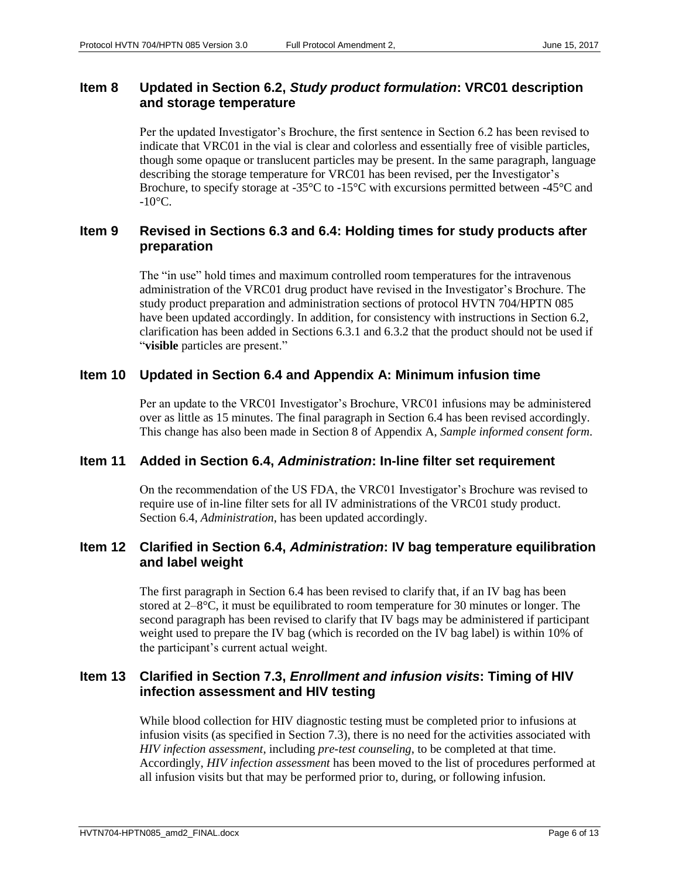## Item 8 Updated in Section 6.2, *Study product formulation*: VRC01 description and storage temperature

Per the updated Investigator's Brochure, the first sentence in Section 6.2 has been revised to indicate that VRC01 in the vial is clear and colorless and essentially free of visible particles, though some opaque or translucent particles may be present. In the same paragraph, language describing the storage temperature for VRC01 has been revised, per the Investigator's Brochure, to specify storage at -35°C to -15°C with excursions permitted between -45°C and -10°C.

## Item 9 Revised in Sections 6.3 and 6.4: Holding times for study products after preparation

The "in use" hold times and maximum controlled room temperatures for the intravenous administration of the VRC01 drug product have revised in the Investigator's Brochure. The study product preparation and administration sections of protocol HVTN 704/HPTN 085 have been updated accordingly. In addition, for consistency with instructions in Section 6.2, clarification has been added in Sections 6.3.1 and 6.3.2 that the product should not be used if "**visible** particles are present."

## Item 10 Updated in Section 6.4 and Appendix A: Minimum infusion time

Per an update to the VRC01 Investigator's Brochure, VRC01 infusions may be administered over as little as 15 minutes. The final paragraph in Section 6.4 has been revised accordingly. This change has also been made in Section 8 of Appendix A, *Sample informed consent form*.

## Item 11 Added in Section 6.4, *Administration*: In-line filter set requirement

On the recommendation of the US FDA, the VRC01 Investigator's Brochure was revised to require use of in-line filter sets for all IV administrations of the VRC01 study product. Section 6.4, *Administration*, has been updated accordingly.

## Item 12 Clarified in Section 6.4, *Administration*: IV bag temperature equilibration and label weight

The first paragraph in Section 6.4 has been revised to clarify that, if an IV bag has been stored at 2–8°C, it must be equilibrated to room temperature for 30 minutes or longer. The second paragraph has been revised to clarify that IV bags may be administered if participant weight used to prepare the IV bag (which is recorded on the IV bag label) is within 10% of the participant's current actual weight.

## Item 13 Clarified in Section 7.3, *Enrollment and infusion visits*: Timing of HIV infection assessment and HIV testing

While blood collection for HIV diagnostic testing must be completed prior to infusions at infusion visits (as specified in Section 7.3), there is no need for the activities associated with *HIV infection assessment*, including *pre-test counseling*, to be completed at that time. Accordingly, *HIV infection assessment* has been moved to the list of procedures performed at all infusion visits but that may be performed prior to, during, or following infusion.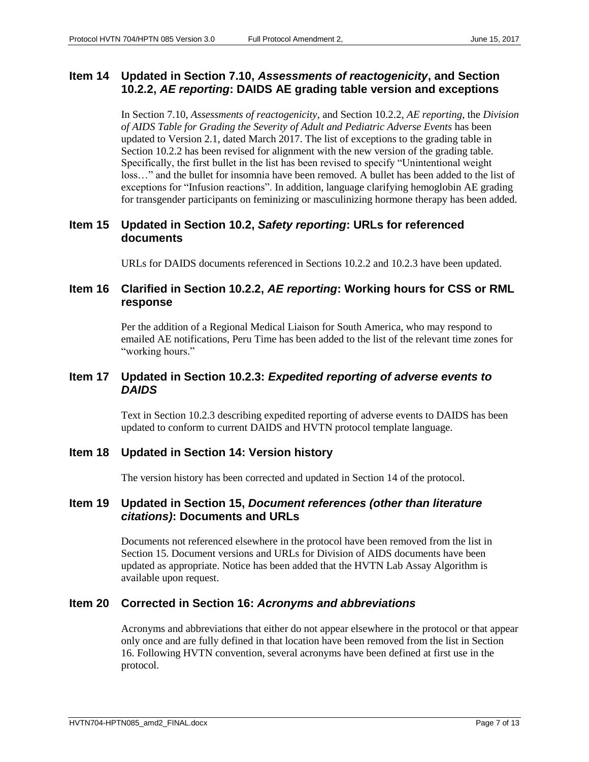## Item 14 Updated in Section 7.10, *Assessments of reactogenicity*, and Section 10.2.2, *AE reporting*: DAIDS AE grading table version and exceptions

In Section 7.10, *Assessments of reactogenicity*, and Section 10.2.2, *AE reporting*, the *Division of AIDS Table for Grading the Severity of Adult and Pediatric Adverse Events* has been updated to Version 2.1, dated March 2017. The list of exceptions to the grading table in Section 10.2.2 has been revised for alignment with the new version of the grading table. Specifically, the first bullet in the list has been revised to specify "Unintentional weight loss…" and the bullet for insomnia have been removed. A bullet has been added to the list of exceptions for "Infusion reactions". In addition, language clarifying hemoglobin AE grading for transgender participants on feminizing or masculinizing hormone therapy has been added.

## Item 15 Updated in Section 10.2, *Safety reporting*: URLs for referenced documents

URLs for DAIDS documents referenced in Sections 10.2.2 and 10.2.3 have been updated.

## Item 16 Clarified in Section 10.2.2, *AE reporting*: Working hours for CSS or RML response

Per the addition of a Regional Medical Liaison for South America, who may respond to emailed AE notifications, Peru Time has been added to the list of the relevant time zones for "working hours."

## Item 17 Updated in Section 10.2.3: *Expedited reporting of adverse events to DAIDS*

Text in Section 10.2.3 describing expedited reporting of adverse events to DAIDS has been updated to conform to current DAIDS and HVTN protocol template language.

## Item 18 Updated in Section 14: Version history

The version history has been corrected and updated in Section 14 of the protocol.

## Item 19 Updated in Section 15, *Document references (other than literature citations)*: Documents and URLs

Documents not referenced elsewhere in the protocol have been removed from the list in Section 15. Document versions and URLs for Division of AIDS documents have been updated as appropriate. Notice has been added that the HVTN Lab Assay Algorithm is available upon request.

## Item 20 Corrected in Section 16: *Acronyms and abbreviations*

Acronyms and abbreviations that either do not appear elsewhere in the protocol or that appear only once and are fully defined in that location have been removed from the list in Section 16. Following HVTN convention, several acronyms have been defined at first use in the protocol.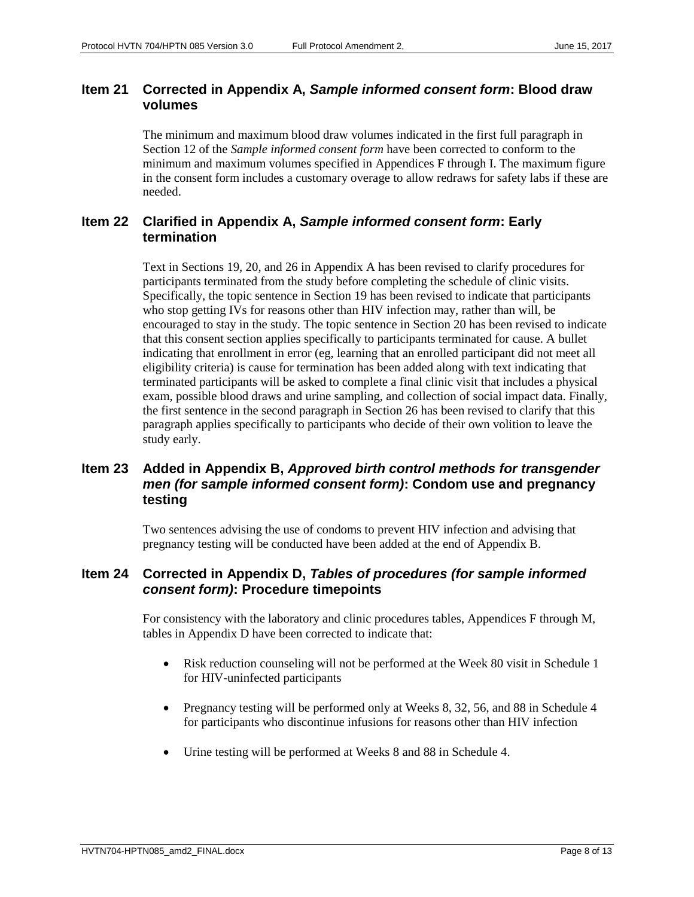## Item 21 Corrected in Appendix A, *Sample informed consent form*: Blood draw volumes

The minimum and maximum blood draw volumes indicated in the first full paragraph in Section 12 of the *Sample informed consent form* have been corrected to conform to the minimum and maximum volumes specified in Appendices F through I. The maximum figure in the consent form includes a customary overage to allow redraws for safety labs if these are needed.

## Item 22 Clarified in Appendix A, *Sample informed consent form*: Early termination

Text in Sections 19, 20, and 26 in Appendix A has been revised to clarify procedures for participants terminated from the study before completing the schedule of clinic visits. Specifically, the topic sentence in Section 19 has been revised to indicate that participants who stop getting IVs for reasons other than HIV infection may, rather than will, be encouraged to stay in the study. The topic sentence in Section 20 has been revised to indicate that this consent section applies specifically to participants terminated for cause. A bullet indicating that enrollment in error (eg, learning that an enrolled participant did not meet all eligibility criteria) is cause for termination has been added along with text indicating that terminated participants will be asked to complete a final clinic visit that includes a physical exam, possible blood draws and urine sampling, and collection of social impact data. Finally, the first sentence in the second paragraph in Section 26 has been revised to clarify that this paragraph applies specifically to participants who decide of their own volition to leave the study early.

## Item 23 Added in Appendix B, *Approved birth control methods for transgender men (for sample informed consent form)*: Condom use and pregnancy testing

Two sentences advising the use of condoms to prevent HIV infection and advising that pregnancy testing will be conducted have been added at the end of Appendix B.

## Item 24 Corrected in Appendix D, *Tables of procedures (for sample informed consent form)*: Procedure timepoints

For consistency with the laboratory and clinic procedures tables, Appendices F through M, tables in Appendix D have been corrected to indicate that:

- Risk reduction counseling will not be performed at the Week 80 visit in Schedule 1 for HIV-uninfected participants
- Pregnancy testing will be performed only at Weeks 8, 32, 56, and 88 in Schedule 4 for participants who discontinue infusions for reasons other than HIV infection
- Urine testing will be performed at Weeks 8 and 88 in Schedule 4.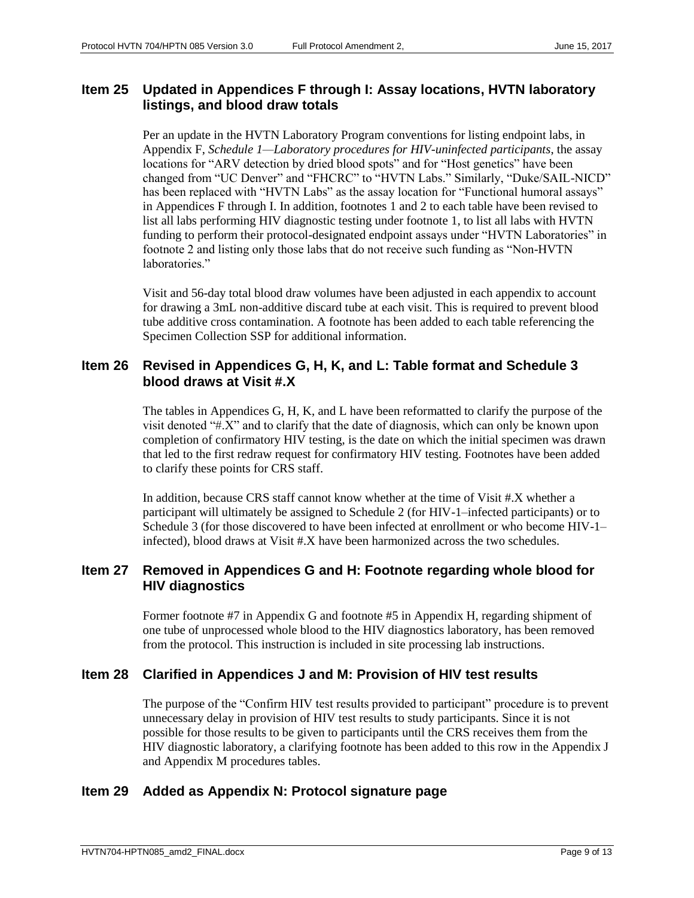## Item 25 Updated in Appendices F through I: Assay locations, HVTN laboratory listings, and blood draw totals

Per an update in the HVTN Laboratory Program conventions for listing endpoint labs, in Appendix F, *Schedule 1—Laboratory procedures for HIV-uninfected participants*, the assay locations for "ARV detection by dried blood spots" and for "Host genetics" have been changed from "UC Denver" and "FHCRC" to "HVTN Labs." Similarly, "Duke/SAIL-NICD" has been replaced with "HVTN Labs" as the assay location for "Functional humoral assays" in Appendices F through I. In addition, footnotes 1 and 2 to each table have been revised to list all labs performing HIV diagnostic testing under footnote 1, to list all labs with HVTN funding to perform their protocol-designated endpoint assays under "HVTN Laboratories" in footnote 2 and listing only those labs that do not receive such funding as "Non-HVTN laboratories."

Visit and 56-day total blood draw volumes have been adjusted in each appendix to account for drawing a 3mL non-additive discard tube at each visit. This is required to prevent blood tube additive cross contamination. A footnote has been added to each table referencing the Specimen Collection SSP for additional information.

## Item 26 Revised in Appendices G, H, K, and L: Table format and Schedule 3 blood draws at Visit #.X

The tables in Appendices G, H, K, and L have been reformatted to clarify the purpose of the visit denoted "#.X" and to clarify that the date of diagnosis, which can only be known upon completion of confirmatory HIV testing, is the date on which the initial specimen was drawn that led to the first redraw request for confirmatory HIV testing. Footnotes have been added to clarify these points for CRS staff.

In addition, because CRS staff cannot know whether at the time of Visit #.X whether a participant will ultimately be assigned to Schedule 2 (for HIV-1–infected participants) or to Schedule 3 (for those discovered to have been infected at enrollment or who become HIV-1–infected), blood draws at Visit #.X have been harmonized across the two schedules.

## Item 27 Removed in Appendices G and H: Footnote regarding whole blood for HIV diagnostics

Former footnote #7 in Appendix G and footnote #5 in Appendix H, regarding shipment of one tube of unprocessed whole blood to the HIV diagnostics laboratory, has been removed from the protocol. This instruction is included in site processing lab instructions.

## Item 28 Clarified in Appendices J and M: Provision of HIV test results

The purpose of the "Confirm HIV test results provided to participant" procedure is to prevent unnecessary delay in provision of HIV test results to study participants. Since it is not possible for those results to be given to participants until the CRS receives them from the HIV diagnostic laboratory, a clarifying footnote has been added to this row in the Appendix J and Appendix M procedures tables.

## Item 29 Added as Appendix N: Protocol signature page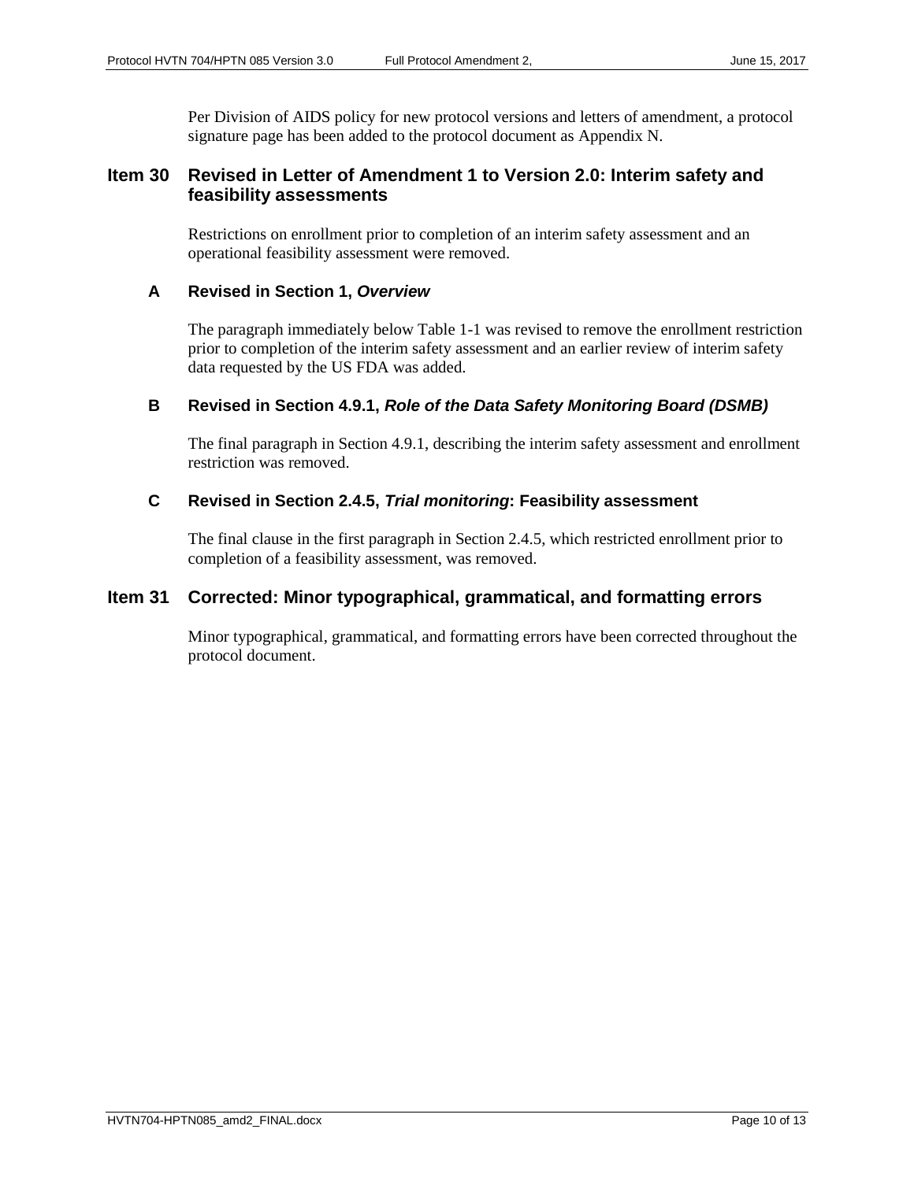Per Division of AIDS policy for new protocol versions and letters of amendment, a protocol signature page has been added to the protocol document as Appendix N.

## Item 30 Revised in Letter of Amendment 1 to Version 2.0: Interim safety and feasibility assessments

Restrictions on enrollment prior to completion of an interim safety assessment and an operational feasibility assessment were removed.

### A Revised in Section 1, *Overview*

The paragraph immediately below Table 1-1 was revised to remove the enrollment restriction prior to completion of the interim safety assessment and an earlier review of interim safety data requested by the US FDA was added.

### B Revised in Section 4.9.1, *Role of the Data Safety Monitoring Board (DSMB)*

The final paragraph in Section 4.9.1, describing the interim safety assessment and enrollment restriction was removed.

### C Revised in Section 2.4.5, *Trial monitoring*: Feasibility assessment

The final clause in the first paragraph in Section 2.4.5, which restricted enrollment prior to completion of a feasibility assessment, was removed.

## Item 31 Corrected: Minor typographical, grammatical, and formatting errors

Minor typographical, grammatical, and formatting errors have been corrected throughout the protocol document.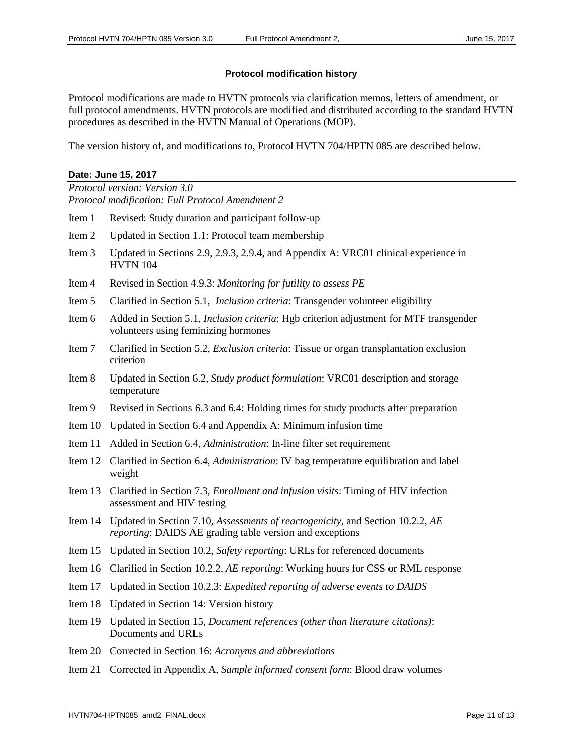### Protocol modification history

Protocol modifications are made to HVTN protocols via clarification memos, letters of amendment, or full protocol amendments. HVTN protocols are modified and distributed according to the standard HVTN procedures as described in the HVTN Manual of Operations (MOP).

The version history of, and modifications to, Protocol HVTN 704/HPTN 085 are described below.

#### Date: June 15, 2017

*Protocol version: Version 3.0*
*Protocol modification: Full Protocol Amendment 2*

| | |
|---|---|
| Item 1 | Revised: Study duration and participant follow-up |
| Item 2 | Updated in Section 1.1: Protocol team membership |
| Item 3 | Updated in Sections 2.9, 2.9.3, 2.9.4, and Appendix A: VRC01 clinical experience in HVTN 104 |
| Item 4 | Revised in Section 4.9.3: *Monitoring for futility to assess PE* |
| Item 5 | Clarified in Section 5.1, *Inclusion criteria*: Transgender volunteer eligibility |
| Item 6 | Added in Section 5.1, *Inclusion criteria*: Hgb criterion adjustment for MTF transgender volunteers using feminizing hormones |
| Item 7 | Clarified in Section 5.2, *Exclusion criteria*: Tissue or organ transplantation exclusion criterion |
| Item 8 | Updated in Section 6.2, *Study product formulation*: VRC01 description and storage temperature |
| Item 9 | Revised in Sections 6.3 and 6.4: Holding times for study products after preparation |
| Item 10 | Updated in Section 6.4 and Appendix A: Minimum infusion time |
| Item 11 | Added in Section 6.4, *Administration*: In-line filter set requirement |
| Item 12 | Clarified in Section 6.4, *Administration*: IV bag temperature equilibration and label weight |
| Item 13 | Clarified in Section 7.3, *Enrollment and infusion visits*: Timing of HIV infection assessment and HIV testing |
| Item 14 | Updated in Section 7.10, *Assessments of reactogenicity*, and Section 10.2.2, *AE reporting*: DAIDS AE grading table version and exceptions |
| Item 15 | Updated in Section 10.2, *Safety reporting*: URLs for referenced documents |
| Item 16 | Clarified in Section 10.2.2, *AE reporting*: Working hours for CSS or RML response |
| Item 17 | Updated in Section 10.2.3: *Expedited reporting of adverse events to DAIDS* |
| Item 18 | Updated in Section 14: Version history |
| Item 19 | Updated in Section 15, *Document references (other than literature citations)*: Documents and URLs |
| Item 20 | Corrected in Section 16: *Acronyms and abbreviations* |
| Item 21 | Corrected in Appendix A, *Sample informed consent form*: Blood draw volumes |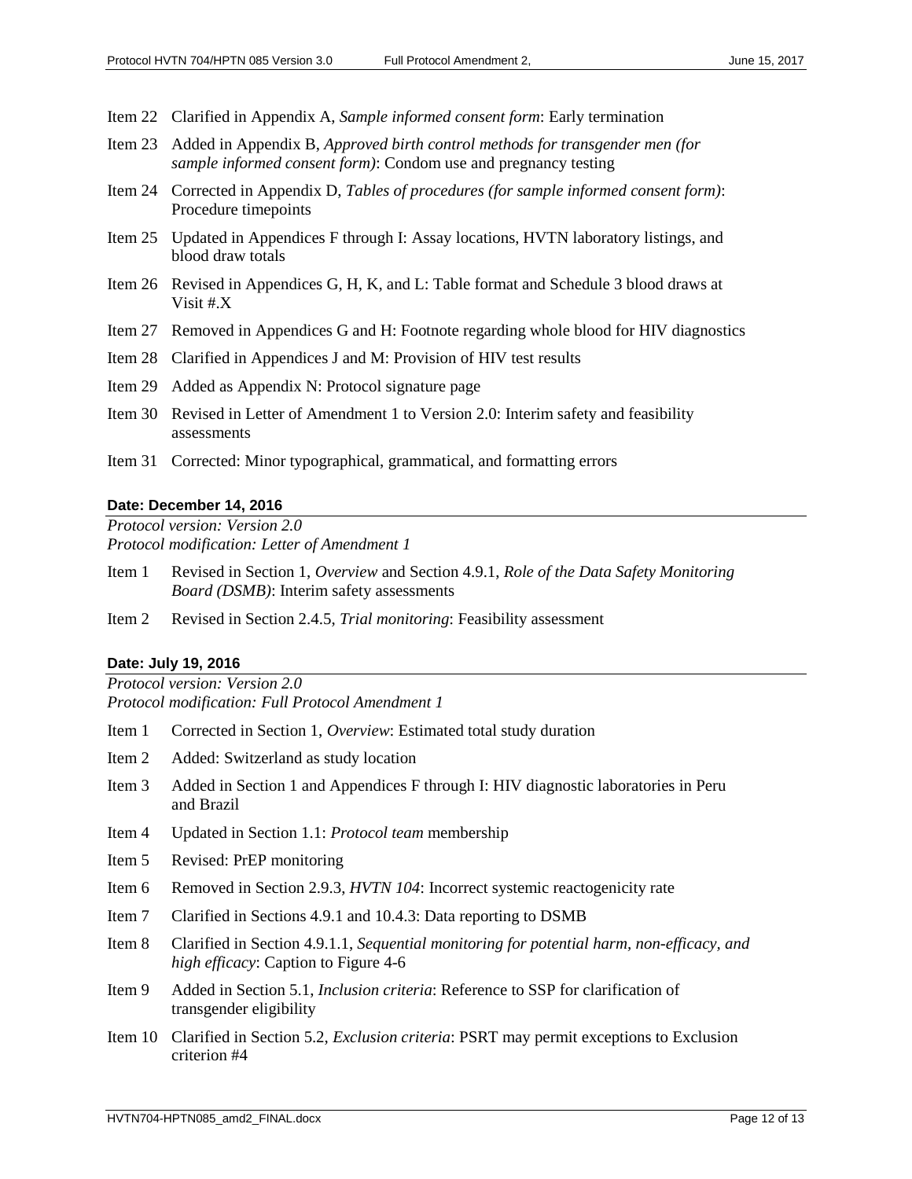Item 22 Clarified in Appendix A, *Sample informed consent form*: Early termination

Item 23 Added in Appendix B, *Approved birth control methods for transgender men (for sample informed consent form)*: Condom use and pregnancy testing

Item 24 Corrected in Appendix D, *Tables of procedures (for sample informed consent form)*: Procedure timepoints

Item 25 Updated in Appendices F through I: Assay locations, HVTN laboratory listings, and blood draw totals

Item 26 Revised in Appendices G, H, K, and L: Table format and Schedule 3 blood draws at Visit #.X

Item 27 Removed in Appendices G and H: Footnote regarding whole blood for HIV diagnostics

Item 28 Clarified in Appendices J and M: Provision of HIV test results

Item 29 Added as Appendix N: Protocol signature page

Item 30 Revised in Letter of Amendment 1 to Version 2.0: Interim safety and feasibility assessments

Item 31 Corrected: Minor typographical, grammatical, and formatting errors

#### Date: December 14, 2016

*Protocol version: Version 2.0*
*Protocol modification: Letter of Amendment 1*

Item 1 Revised in Section 1, *Overview* and Section 4.9.1, *Role of the Data Safety Monitoring Board (DSMB)*: Interim safety assessments

Item 2 Revised in Section 2.4.5, *Trial monitoring*: Feasibility assessment

#### Date: July 19, 2016

*Protocol version: Version 2.0*
*Protocol modification: Full Protocol Amendment 1*

Item 1 Corrected in Section 1, *Overview*: Estimated total study duration

Item 2 Added: Switzerland as study location

Item 3 Added in Section 1 and Appendices F through I: HIV diagnostic laboratories in Peru and Brazil

Item 4 Updated in Section 1.1: *Protocol team* membership

Item 5 Revised: PrEP monitoring

Item 6 Removed in Section 2.9.3, *HVTN 104*: Incorrect systemic reactogenicity rate

Item 7 Clarified in Sections 4.9.1 and 10.4.3: Data reporting to DSMB

Item 8 Clarified in Section 4.9.1.1, *Sequential monitoring for potential harm, non-efficacy, and high efficacy*: Caption to Figure 4-6

Item 9 Added in Section 5.1, *Inclusion criteria*: Reference to SSP for clarification of transgender eligibility

Item 10 Clarified in Section 5.2, *Exclusion criteria*: PSRT may permit exceptions to Exclusion criterion #4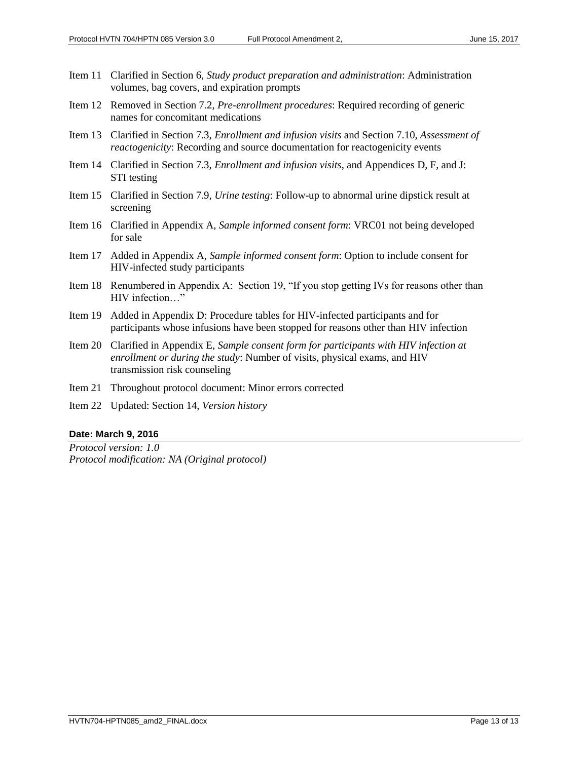Item 11 Clarified in Section 6, *Study product preparation and administration*: Administration volumes, bag covers, and expiration prompts

Item 12 Removed in Section 7.2, *Pre-enrollment procedures*: Required recording of generic names for concomitant medications

Item 13 Clarified in Section 7.3, *Enrollment and infusion visits* and Section 7.10, *Assessment of reactogenicity*: Recording and source documentation for reactogenicity events

Item 14 Clarified in Section 7.3, *Enrollment and infusion visits*, and Appendices D, F, and J: STI testing

Item 15 Clarified in Section 7.9, *Urine testing*: Follow-up to abnormal urine dipstick result at screening

Item 16 Clarified in Appendix A, *Sample informed consent form*: VRC01 not being developed for sale

Item 17 Added in Appendix A, *Sample informed consent form*: Option to include consent for HIV-infected study participants

Item 18 Renumbered in Appendix A: Section 19, "If you stop getting IVs for reasons other than HIV infection…"

Item 19 Added in Appendix D: Procedure tables for HIV-infected participants and for participants whose infusions have been stopped for reasons other than HIV infection

Item 20 Clarified in Appendix E, *Sample consent form for participants with HIV infection at enrollment or during the study*: Number of visits, physical exams, and HIV transmission risk counseling

Item 21 Throughout protocol document: Minor errors corrected

Item 22 Updated: Section 14, *Version history*

**Date: March 9, 2016**

*Protocol version: 1.0*
*Protocol modification: NA (Original protocol)*